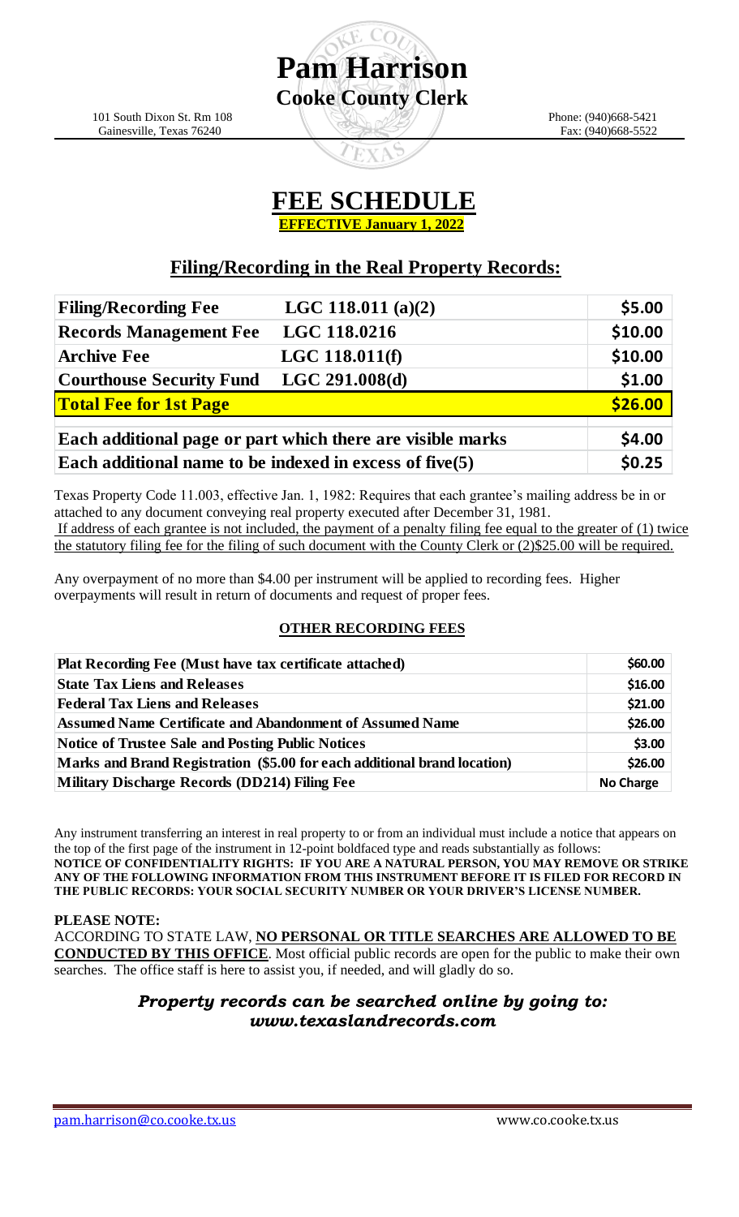# Pam Harrison

**Cooke County Clerk**

101 South Dixon St. Rm 108
Gainesville, Texas 76240

Phone: (940)668-5421
Fax: (940)668-5522

# FEE SCHEDULE

**EFFECTIVE January 1, 2022**

## Filing/Recording in the Real Property Records:

| | | |
|---|---|---|
| **Filing/Recording Fee** | **LGC 118.011 (a)(2)** | **$5.00** |
| **Records Management Fee** | **LGC 118.0216** | **$10.00** |
| **Archive Fee** | **LGC 118.011(f)** | **$10.00** |
| **Courthouse Security Fund** | **LGC 291.008(d)** | **$1.00** |
| **Total Fee for 1st Page** | | **$26.00** |
| **Each additional page or part which there are visible marks** | | **$4.00** |
| **Each additional name to be indexed in excess of five(5)** | | **$0.25** |

Texas Property Code 11.003, effective Jan. 1, 1982: Requires that each grantee's mailing address be in or attached to any document conveying real property executed after December 31, 1981.
If address of each grantee is not included, the payment of a penalty filing fee equal to the greater of (1) twice the statutory filing fee for the filing of such document with the County Clerk or (2)$25.00 will be required.

Any overpayment of no more than $4.00 per instrument will be applied to recording fees. Higher overpayments will result in return of documents and request of proper fees.

### OTHER RECORDING FEES

| | |
|---|---|
| **Plat Recording Fee (Must have tax certificate attached)** | **$60.00** |
| **State Tax Liens and Releases** | **$16.00** |
| **Federal Tax Liens and Releases** | **$21.00** |
| **Assumed Name Certificate and Abandonment of Assumed Name** | **$26.00** |
| **Notice of Trustee Sale and Posting Public Notices** | **$3.00** |
| **Marks and Brand Registration ($5.00 for each additional brand location)** | **$26.00** |
| **Military Discharge Records (DD214) Filing Fee** | **No Charge** |

Any instrument transferring an interest in real property to or from an individual must include a notice that appears on the top of the first page of the instrument in 12-point boldfaced type and reads substantially as follows:
**NOTICE OF CONFIDENTIALITY RIGHTS: IF YOU ARE A NATURAL PERSON, YOU MAY REMOVE OR STRIKE ANY OF THE FOLLOWING INFORMATION FROM THIS INSTRUMENT BEFORE IT IS FILED FOR RECORD IN THE PUBLIC RECORDS: YOUR SOCIAL SECURITY NUMBER OR YOUR DRIVER'S LICENSE NUMBER.**

**PLEASE NOTE:**
ACCORDING TO STATE LAW, **NO PERSONAL OR TITLE SEARCHES ARE ALLOWED TO BE CONDUCTED BY THIS OFFICE**. Most official public records are open for the public to make their own searches. The office staff is here to assist you, if needed, and will gladly do so.

***Property records can be searched online by going to: www.texaslandrecords.com***

pam.harrison@co.cooke.tx.us www.co.cooke.tx.us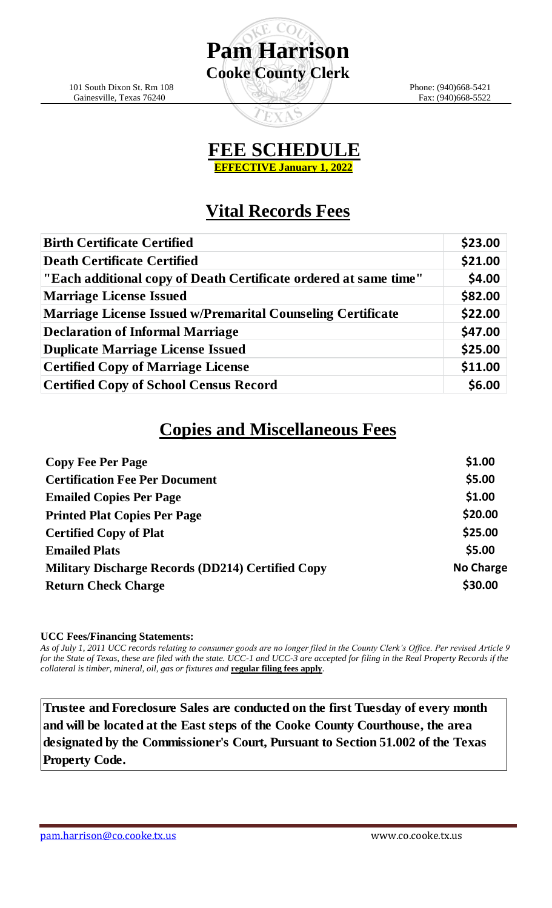# Pam Harrison

**Cooke County Clerk**

101 South Dixon St. Rm 108
Gainesville, Texas 76240

Phone: (940)668-5421
Fax: (940)668-5522

# FEE SCHEDULE

**EFFECTIVE January 1, 2022**

## Vital Records Fees

| | |
|---|---|
| **Birth Certificate Certified** | **$23.00** |
| **Death Certificate Certified** | **$21.00** |
| **"Each additional copy of Death Certificate ordered at same time"** | **$4.00** |
| **Marriage License Issued** | **$82.00** |
| **Marriage License Issued w/Premarital Counseling Certificate** | **$22.00** |
| **Declaration of Informal Marriage** | **$47.00** |
| **Duplicate Marriage License Issued** | **$25.00** |
| **Certified Copy of Marriage License** | **$11.00** |
| **Certified Copy of School Census Record** | **$6.00** |

## Copies and Miscellaneous Fees

| | |
|---|---|
| **Copy Fee Per Page** | **$1.00** |
| **Certification Fee Per Document** | **$5.00** |
| **Emailed Copies Per Page** | **$1.00** |
| **Printed Plat Copies Per Page** | **$20.00** |
| **Certified Copy of Plat** | **$25.00** |
| **Emailed Plats** | **$5.00** |
| **Military Discharge Records (DD214) Certified Copy** | **No Charge** |
| **Return Check Charge** | **$30.00** |

**UCC Fees/Financing Statements:**

*As of July 1, 2011 UCC records relating to consumer goods are no longer filed in the County Clerk's Office. Per revised Article 9 for the State of Texas, these are filed with the state. UCC-1 and UCC-3 are accepted for filing in the Real Property Records if the collateral is timber, mineral, oil, gas or fixtures and* ***regular filing fees apply****.*

**Trustee and Foreclosure Sales are conducted on the first Tuesday of every month and will be located at the East steps of the Cooke County Courthouse, the area designated by the Commissioner's Court, Pursuant to Section 51.002 of the Texas Property Code.**

pam.harrison@co.cooke.tx.us www.co.cooke.tx.us